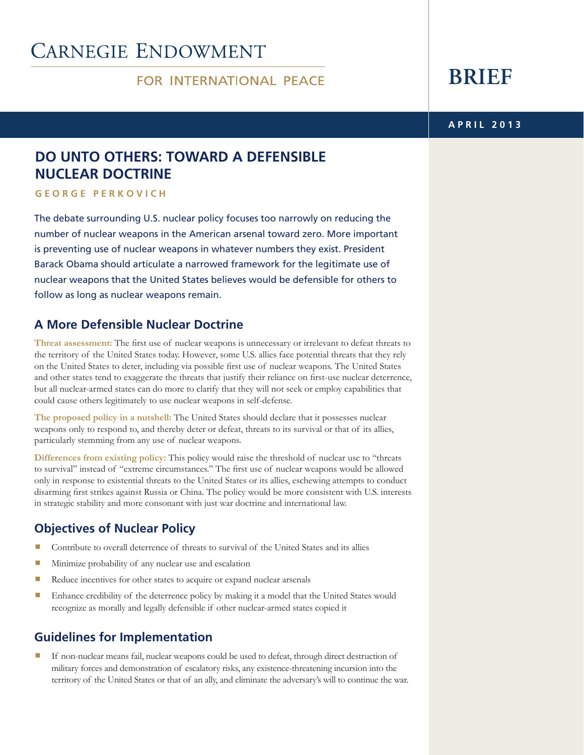# Carnegie Endowment for International Peace

**BRIEF**

**APRIL 2013**

## DO UNTO OTHERS: TOWARD A DEFENSIBLE NUCLEAR DOCTRINE

**GEORGE PERKOVICH**

The debate surrounding U.S. nuclear policy focuses too narrowly on reducing the number of nuclear weapons in the American arsenal toward zero. More important is preventing use of nuclear weapons in whatever numbers they exist. President Barack Obama should articulate a narrowed framework for the legitimate use of nuclear weapons that the United States believes would be defensible for others to follow as long as nuclear weapons remain.

### A More Defensible Nuclear Doctrine

**Threat assessment:** The first use of nuclear weapons is unnecessary or irrelevant to defeat threats to the territory of the United States today. However, some U.S. allies face potential threats that they rely on the United States to deter, including via possible first use of nuclear weapons. The United States and other states tend to exaggerate the threats that justify their reliance on first-use nuclear deterrence, but all nuclear-armed states can do more to clarify that they will not seek or employ capabilities that could cause others legitimately to use nuclear weapons in self-defense.

**The proposed policy in a nutshell:** The United States should declare that it possesses nuclear weapons only to respond to, and thereby deter or defeat, threats to its survival or that of its allies, particularly stemming from any use of nuclear weapons.

**Differences from existing policy:** This policy would raise the threshold of nuclear use to "threats to survival" instead of "extreme circumstances." The first use of nuclear weapons would be allowed only in response to existential threats to the United States or its allies, eschewing attempts to conduct disarming first strikes against Russia or China. The policy would be more consistent with U.S. interests in strategic stability and more consonant with just war doctrine and international law.

### Objectives of Nuclear Policy

- Contribute to overall deterrence of threats to survival of the United States and its allies
- Minimize probability of any nuclear use and escalation
- Reduce incentives for other states to acquire or expand nuclear arsenals
- Enhance credibility of the deterrence policy by making it a model that the United States would recognize as morally and legally defensible if other nuclear-armed states copied it

### Guidelines for Implementation

- If non-nuclear means fail, nuclear weapons could be used to defeat, through direct destruction of military forces and demonstration of escalatory risks, any existence-threatening incursion into the territory of the United States or that of an ally, and eliminate the adversary's will to continue the war.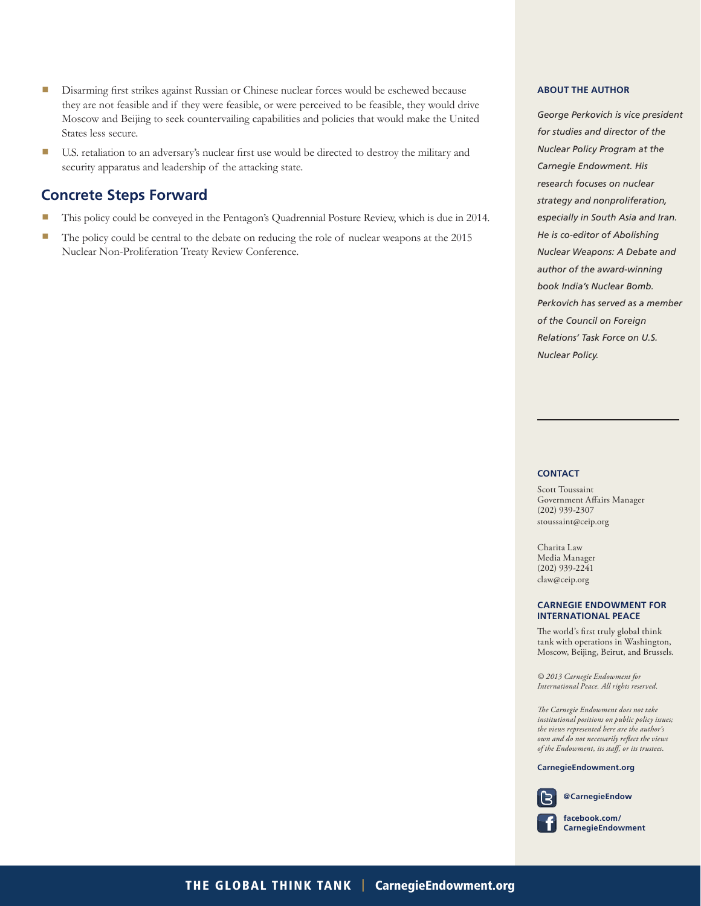- Disarming first strikes against Russian or Chinese nuclear forces would be eschewed because they are not feasible and if they were feasible, or were perceived to be feasible, they would drive Moscow and Beijing to seek countervailing capabilities and policies that would make the United States less secure.
- U.S. retaliation to an adversary's nuclear first use would be directed to destroy the military and security apparatus and leadership of the attacking state.

## Concrete Steps Forward

- This policy could be conveyed in the Pentagon's Quadrennial Posture Review, which is due in 2014.
- The policy could be central to the debate on reducing the role of nuclear weapons at the 2015 Nuclear Non-Proliferation Treaty Review Conference.

### ABOUT THE AUTHOR

*George Perkovich is vice president for studies and director of the Nuclear Policy Program at the Carnegie Endowment. His research focuses on nuclear strategy and nonproliferation, especially in South Asia and Iran. He is co-editor of Abolishing Nuclear Weapons: A Debate and author of the award-winning book India's Nuclear Bomb. Perkovich has served as a member of the Council on Foreign Relations' Task Force on U.S. Nuclear Policy.*

### CONTACT

Scott Toussaint
Government Affairs Manager
(202) 939-2307
stoussaint@ceip.org

Charita Law
Media Manager
(202) 939-2241
claw@ceip.org

### CARNEGIE ENDOWMENT FOR INTERNATIONAL PEACE

The world's first truly global think tank with operations in Washington, Moscow, Beijing, Beirut, and Brussels.

*© 2013 Carnegie Endowment for International Peace. All rights reserved.*

*The Carnegie Endowment does not take institutional positions on public policy issues; the views represented here are the author's own and do not necessarily reflect the views of the Endowment, its staff, or its trustees.*

**CarnegieEndowment.org**

**@CarnegieEndow**

**facebook.com/CarnegieEndowment**

**THE GLOBAL THINK TANK | CarnegieEndowment.org**